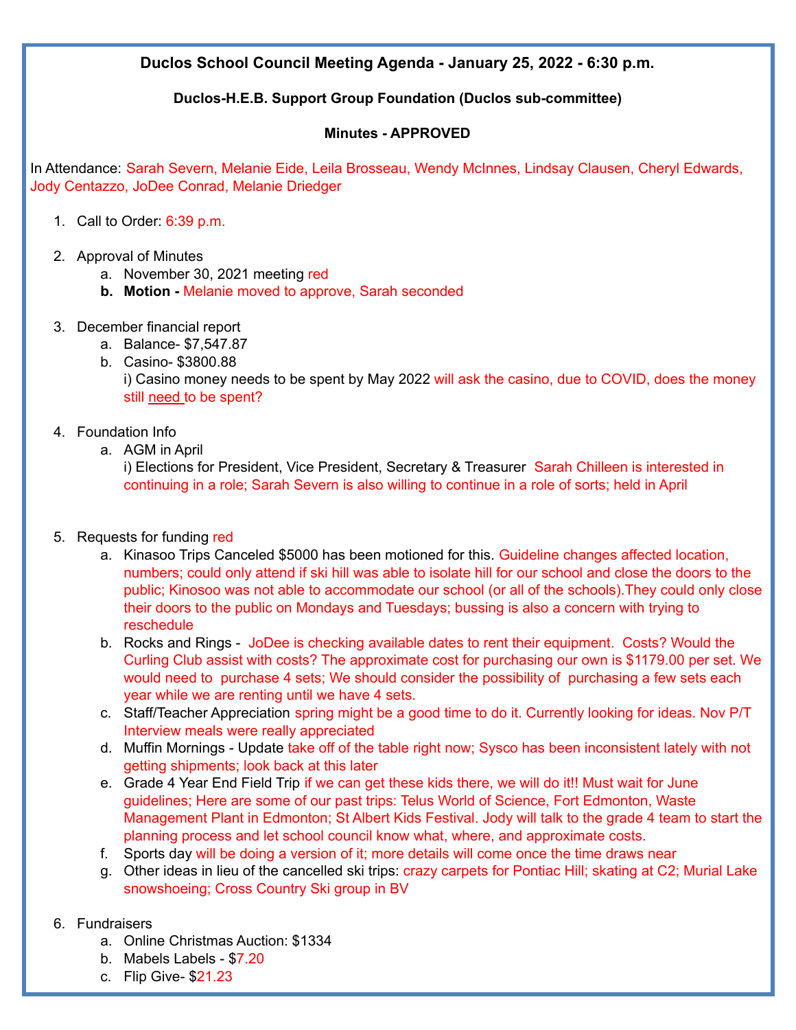**Duclos School Council Meeting Agenda - January 25, 2022 - 6:30 p.m.**

**Duclos-H.E.B. Support Group Foundation (Duclos sub-committee)**

**Minutes - APPROVED**

In Attendance: Sarah Severn, Melanie Eide, Leila Brosseau, Wendy McInnes, Lindsay Clausen, Cheryl Edwards, Jody Centazzo, JoDee Conrad, Melanie Driedger

1. Call to Order: 6:39 p.m.

2. Approval of Minutes
   a. November 30, 2021 meeting red
   b. **Motion -** Melanie moved to approve, Sarah seconded

3. December financial report
   a. Balance- $7,547.87
   b. Casino- $3800.88
      i) Casino money needs to be spent by May 2022 will ask the casino, due to COVID, does the money still need to be spent?

4. Foundation Info
   a. AGM in April
      i) Elections for President, Vice President, Secretary & Treasurer Sarah Chilleen is interested in continuing in a role; Sarah Severn is also willing to continue in a role of sorts; held in April

5. Requests for funding red
   a. Kinasoo Trips Canceled $5000 has been motioned for this. Guideline changes affected location, numbers; could only attend if ski hill was able to isolate hill for our school and close the doors to the public; Kinosoo was not able to accommodate our school (or all of the schools).They could only close their doors to the public on Mondays and Tuesdays; bussing is also a concern with trying to reschedule
   b. Rocks and Rings - JoDee is checking available dates to rent their equipment. Costs? Would the Curling Club assist with costs? The approximate cost for purchasing our own is $1179.00 per set. We would need to purchase 4 sets; We should consider the possibility of purchasing a few sets each year while we are renting until we have 4 sets.
   c. Staff/Teacher Appreciation spring might be a good time to do it. Currently looking for ideas. Nov P/T Interview meals were really appreciated
   d. Muffin Mornings - Update take off of the table right now; Sysco has been inconsistent lately with not getting shipments; look back at this later
   e. Grade 4 Year End Field Trip if we can get these kids there, we will do it!! Must wait for June guidelines; Here are some of our past trips: Telus World of Science, Fort Edmonton, Waste Management Plant in Edmonton; St Albert Kids Festival. Jody will talk to the grade 4 team to start the planning process and let school council know what, where, and approximate costs.
   f. Sports day will be doing a version of it; more details will come once the time draws near
   g. Other ideas in lieu of the cancelled ski trips: crazy carpets for Pontiac Hill; skating at C2; Murial Lake snowshoeing; Cross Country Ski group in BV

6. Fundraisers
   a. Online Christmas Auction: $1334
   b. Mabels Labels - $7.20
   c. Flip Give- $21.23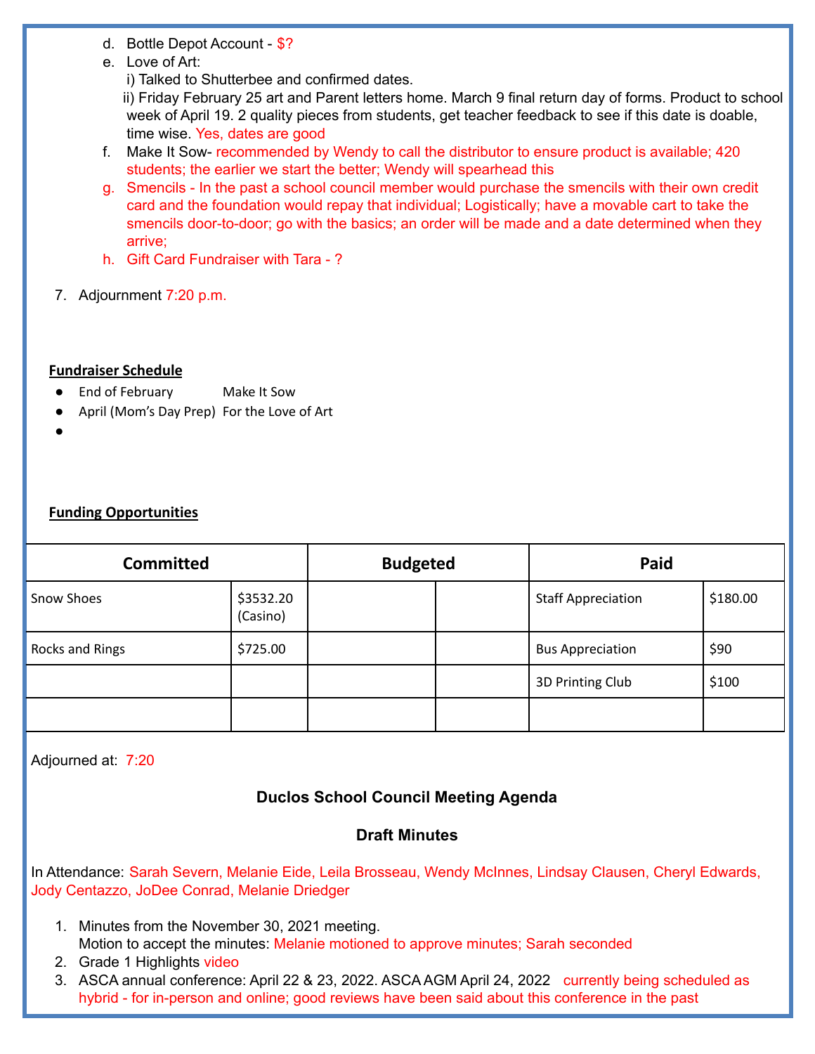d. Bottle Depot Account - $?
e. Love of Art:
   i) Talked to Shutterbee and confirmed dates.
   ii) Friday February 25 art and Parent letters home. March 9 final return day of forms. Product to school week of April 19. 2 quality pieces from students, get teacher feedback to see if this date is doable, time wise. Yes, dates are good
f. Make It Sow- recommended by Wendy to call the distributor to ensure product is available; 420 students; the earlier we start the better; Wendy will spearhead this
g. Smencils - In the past a school council member would purchase the smencils with their own credit card and the foundation would repay that individual; Logistically; have a movable cart to take the smencils door-to-door; go with the basics; an order will be made and a date determined when they arrive;
h. Gift Card Fundraiser with Tara - ?

7. Adjournment 7:20 p.m.

**Fundraiser Schedule**

- End of February — Make It Sow
- April (Mom's Day Prep) — For the Love of Art
-

**Funding Opportunities**

| Committed | | Budgeted | | Paid | |
|---|---|---|---|---|---|
| Snow Shoes | $3532.20 (Casino) | | | Staff Appreciation | $180.00 |
| Rocks and Rings | $725.00 | | | Bus Appreciation | $90 |
| | | | | 3D Printing Club | $100 |
| | | | | | |

Adjourned at: 7:20

## Duclos School Council Meeting Agenda

## Draft Minutes

In Attendance: Sarah Severn, Melanie Eide, Leila Brosseau, Wendy McInnes, Lindsay Clausen, Cheryl Edwards, Jody Centazzo, JoDee Conrad, Melanie Driedger

1. Minutes from the November 30, 2021 meeting.
   Motion to accept the minutes: Melanie motioned to approve minutes; Sarah seconded
2. Grade 1 Highlights video
3. ASCA annual conference: April 22 & 23, 2022. ASCA AGM April 24, 2022 currently being scheduled as hybrid - for in-person and online; good reviews have been said about this conference in the past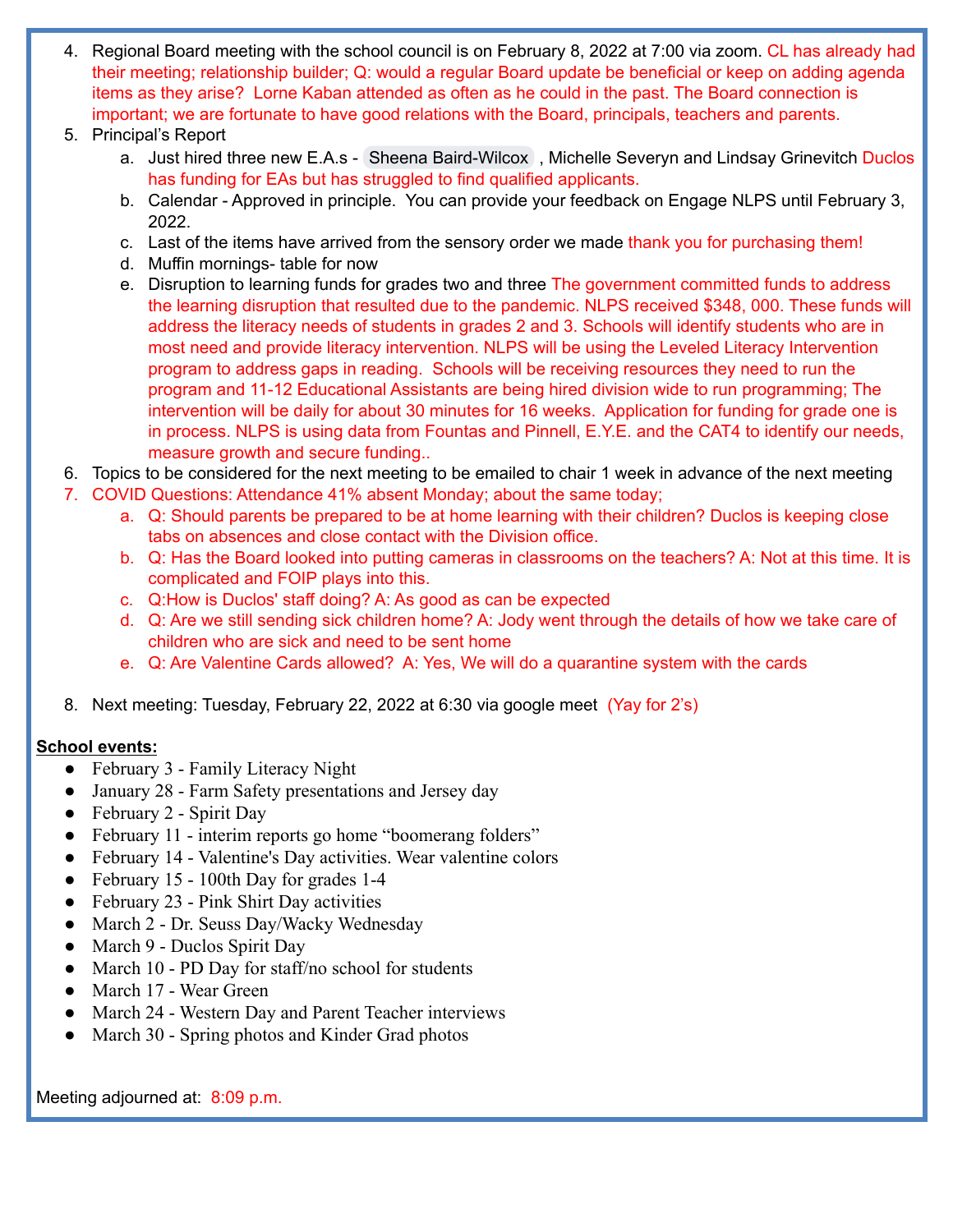4. Regional Board meeting with the school council is on February 8, 2022 at 7:00 via zoom. CL has already had their meeting; relationship builder; Q: would a regular Board update be beneficial or keep on adding agenda items as they arise? Lorne Kaban attended as often as he could in the past. The Board connection is important; we are fortunate to have good relations with the Board, principals, teachers and parents.
5. Principal's Report
   a. Just hired three new E.A.s - Sheena Baird-Wilcox , Michelle Severyn and Lindsay Grinevitch Duclos has funding for EAs but has struggled to find qualified applicants.
   b. Calendar - Approved in principle. You can provide your feedback on Engage NLPS until February 3, 2022.
   c. Last of the items have arrived from the sensory order we made thank you for purchasing them!
   d. Muffin mornings- table for now
   e. Disruption to learning funds for grades two and three The government committed funds to address the learning disruption that resulted due to the pandemic. NLPS received $348, 000. These funds will address the literacy needs of students in grades 2 and 3. Schools will identify students who are in most need and provide literacy intervention. NLPS will be using the Leveled Literacy Intervention program to address gaps in reading. Schools will be receiving resources they need to run the program and 11-12 Educational Assistants are being hired division wide to run programming; The intervention will be daily for about 30 minutes for 16 weeks. Application for funding for grade one is in process. NLPS is using data from Fountas and Pinnell, E.Y.E. and the CAT4 to identify our needs, measure growth and secure funding..
6. Topics to be considered for the next meeting to be emailed to chair 1 week in advance of the next meeting
7. COVID Questions: Attendance 41% absent Monday; about the same today;
   a. Q: Should parents be prepared to be at home learning with their children? Duclos is keeping close tabs on absences and close contact with the Division office.
   b. Q: Has the Board looked into putting cameras in classrooms on the teachers? A: Not at this time. It is complicated and FOIP plays into this.
   c. Q:How is Duclos' staff doing? A: As good as can be expected
   d. Q: Are we still sending sick children home? A: Jody went through the details of how we take care of children who are sick and need to be sent home
   e. Q: Are Valentine Cards allowed? A: Yes, We will do a quarantine system with the cards
8. Next meeting: Tuesday, February 22, 2022 at 6:30 via google meet (Yay for 2's)

**School events:**

- February 3 - Family Literacy Night
- January 28 - Farm Safety presentations and Jersey day
- February 2 - Spirit Day
- February 11 - interim reports go home "boomerang folders"
- February 14 - Valentine's Day activities. Wear valentine colors
- February 15 - 100th Day for grades 1-4
- February 23 - Pink Shirt Day activities
- March 2 - Dr. Seuss Day/Wacky Wednesday
- March 9 - Duclos Spirit Day
- March 10 - PD Day for staff/no school for students
- March 17 - Wear Green
- March 24 - Western Day and Parent Teacher interviews
- March 30 - Spring photos and Kinder Grad photos

Meeting adjourned at: 8:09 p.m.